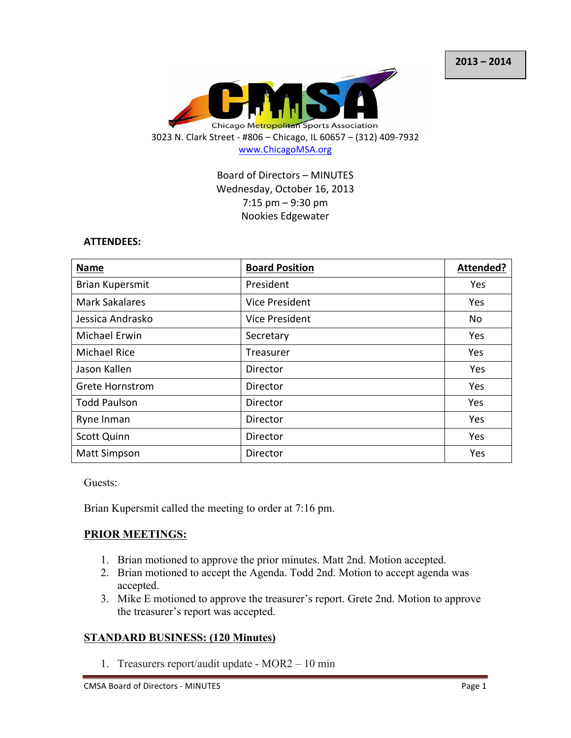2013 – 2014

CMSA

Chicago Metropolitan Sports Association

3023 N. Clark Street - #806 – Chicago, IL 60657 – (312) 409-7932
www.ChicagoMSA.org

Board of Directors – MINUTES
Wednesday, October 16, 2013
7:15 pm – 9:30 pm
Nookies Edgewater

**ATTENDEES:**

| Name | Board Position | Attended? |
|---|---|---|
| Brian Kupersmit | President | Yes |
| Mark Sakalares | Vice President | Yes |
| Jessica Andrasko | Vice President | No |
| Michael Erwin | Secretary | Yes |
| Michael Rice | Treasurer | Yes |
| Jason Kallen | Director | Yes |
| Grete Hornstrom | Director | Yes |
| Todd Paulson | Director | Yes |
| Ryne Inman | Director | Yes |
| Scott Quinn | Director | Yes |
| Matt Simpson | Director | Yes |

Guests:

Brian Kupersmit called the meeting to order at 7:16 pm.

## PRIOR MEETINGS:

1. Brian motioned to approve the prior minutes. Matt 2nd. Motion accepted.
2. Brian motioned to accept the Agenda. Todd 2nd. Motion to accept agenda was accepted.
3. Mike E motioned to approve the treasurer's report. Grete 2nd. Motion to approve the treasurer's report was accepted.

## STANDARD BUSINESS: (120 Minutes)

1. Treasurers report/audit update - MOR2 – 10 min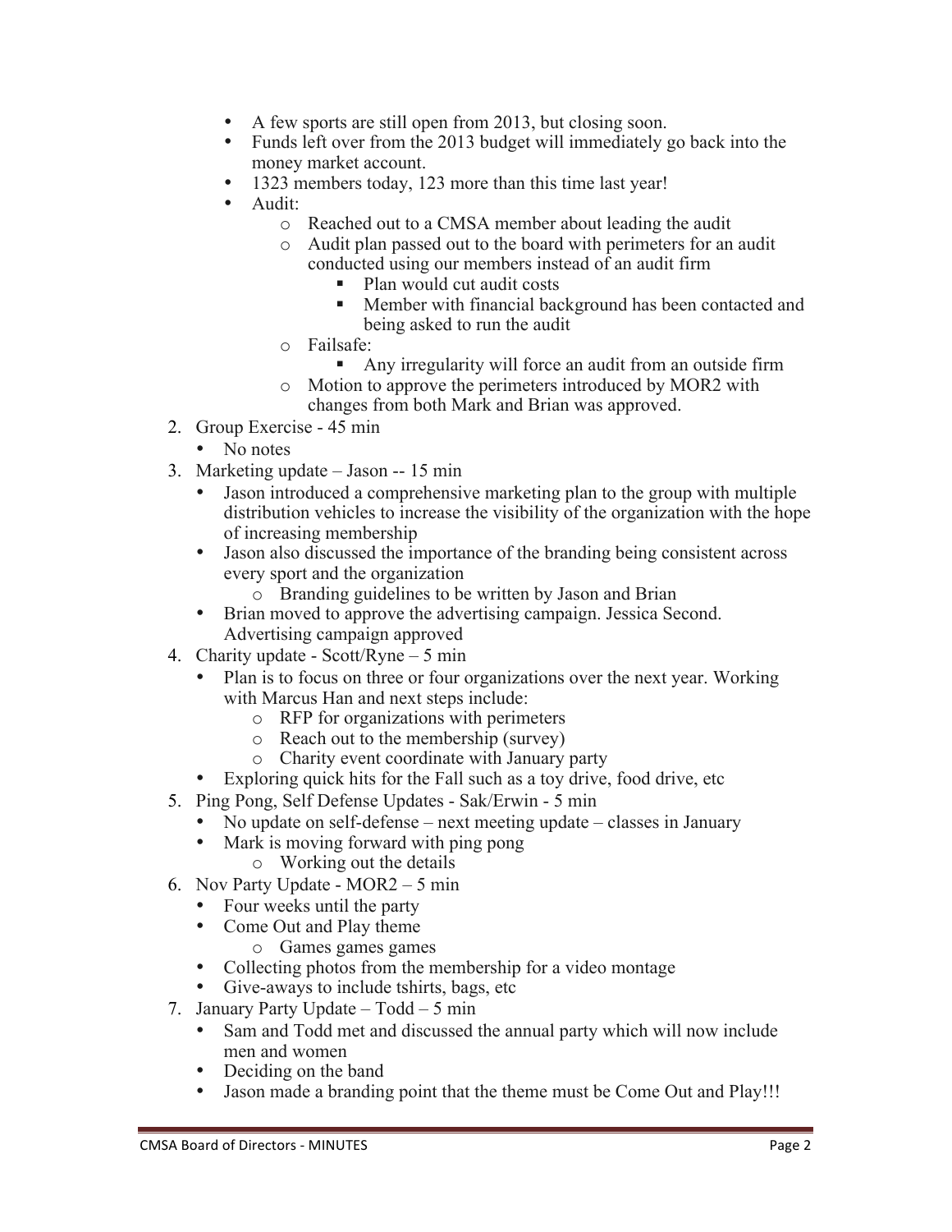- A few sports are still open from 2013, but closing soon.
- Funds left over from the 2013 budget will immediately go back into the money market account.
- 1323 members today, 123 more than this time last year!
- Audit:
    - Reached out to a CMSA member about leading the audit
    - Audit plan passed out to the board with perimeters for an audit conducted using our members instead of an audit firm
        - Plan would cut audit costs
        - Member with financial background has been contacted and being asked to run the audit
    - Failsafe:
        - Any irregularity will force an audit from an outside firm
    - Motion to approve the perimeters introduced by MOR2 with changes from both Mark and Brian was approved.

2. Group Exercise - 45 min
    - No notes
3. Marketing update – Jason -- 15 min
    - Jason introduced a comprehensive marketing plan to the group with multiple distribution vehicles to increase the visibility of the organization with the hope of increasing membership
    - Jason also discussed the importance of the branding being consistent across every sport and the organization
        - Branding guidelines to be written by Jason and Brian
    - Brian moved to approve the advertising campaign. Jessica Second. Advertising campaign approved
4. Charity update - Scott/Ryne – 5 min
    - Plan is to focus on three or four organizations over the next year. Working with Marcus Han and next steps include:
        - RFP for organizations with perimeters
        - Reach out to the membership (survey)
        - Charity event coordinate with January party
    - Exploring quick hits for the Fall such as a toy drive, food drive, etc
5. Ping Pong, Self Defense Updates - Sak/Erwin - 5 min
    - No update on self-defense – next meeting update – classes in January
    - Mark is moving forward with ping pong
        - Working out the details
6. Nov Party Update - MOR2 – 5 min
    - Four weeks until the party
    - Come Out and Play theme
        - Games games games
    - Collecting photos from the membership for a video montage
    - Give-aways to include tshirts, bags, etc
7. January Party Update – Todd – 5 min
    - Sam and Todd met and discussed the annual party which will now include men and women
    - Deciding on the band
    - Jason made a branding point that the theme must be Come Out and Play!!!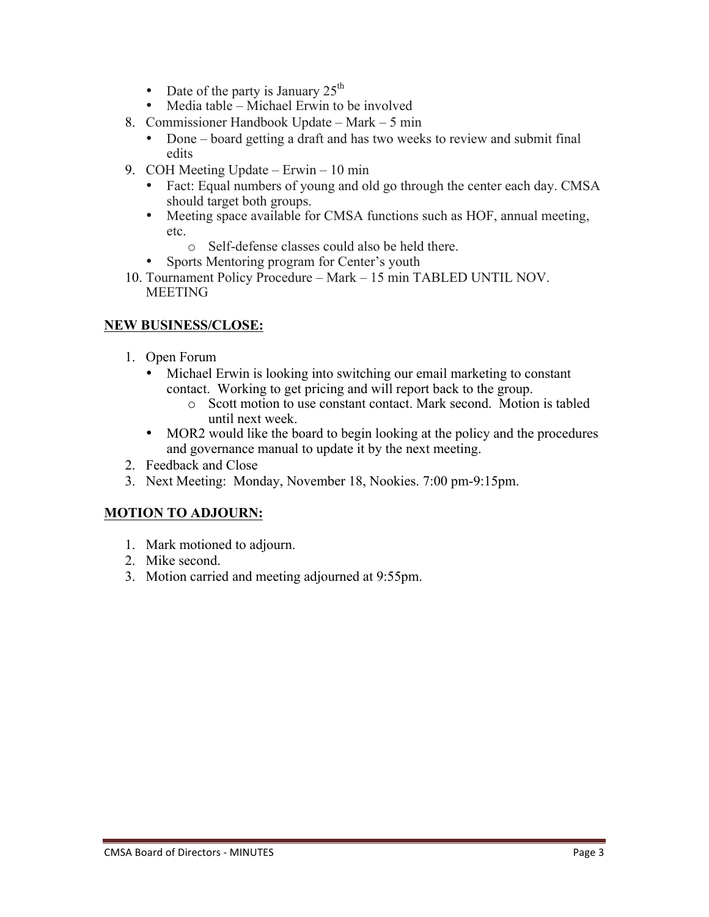- Date of the party is January 25th
- Media table – Michael Erwin to be involved

8. Commissioner Handbook Update – Mark – 5 min
   - Done – board getting a draft and has two weeks to review and submit final edits
9. COH Meeting Update – Erwin – 10 min
   - Fact: Equal numbers of young and old go through the center each day. CMSA should target both groups.
   - Meeting space available for CMSA functions such as HOF, annual meeting, etc.
     - Self-defense classes could also be held there.
   - Sports Mentoring program for Center's youth
10. Tournament Policy Procedure – Mark – 15 min TABLED UNTIL NOV. MEETING

**NEW BUSINESS/CLOSE:**

1. Open Forum
   - Michael Erwin is looking into switching our email marketing to constant contact. Working to get pricing and will report back to the group.
     - Scott motion to use constant contact. Mark second. Motion is tabled until next week.
   - MOR2 would like the board to begin looking at the policy and the procedures and governance manual to update it by the next meeting.
2. Feedback and Close
3. Next Meeting: Monday, November 18, Nookies. 7:00 pm-9:15pm.

**MOTION TO ADJOURN:**

1. Mark motioned to adjourn.
2. Mike second.
3. Motion carried and meeting adjourned at 9:55pm.